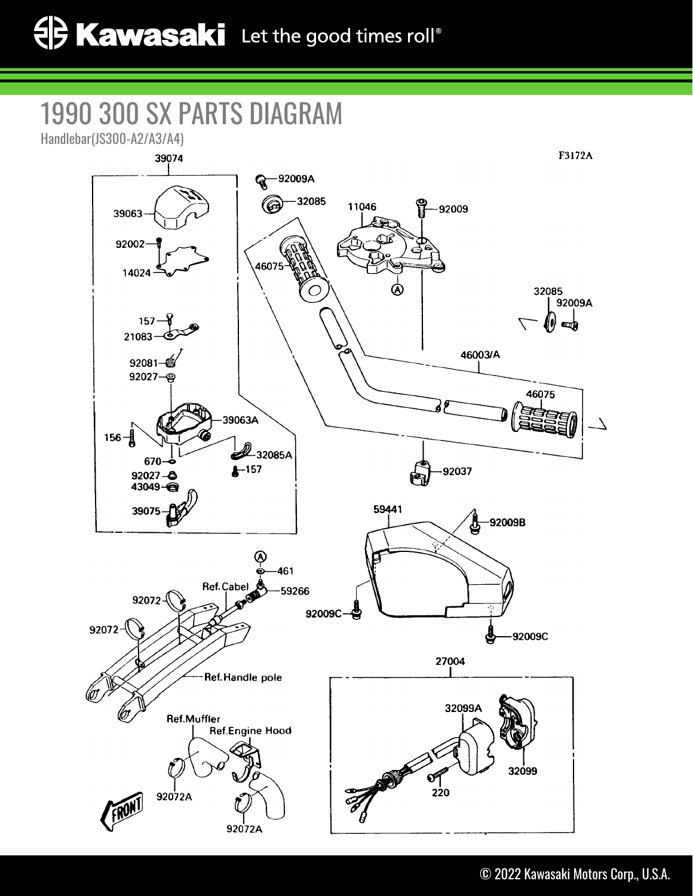# 1990 300 SX PARTS DIAGRAM

Handlebar(JS300-A2/A3/A4)

F3172A

39074
92009A
32085
11046
92009
39063
92002
14024
46075
A
32085
92009A
157
21083
46003/A
92081
92027
46075
39063A
156
32085A
670
157
92037
92027
43049
39075
59441
92009B
A
461
Ref.Cabel
59266
92072
92009C
92072
92009C
Ref.Handle pole
27004
32099A
Ref.Muffler
Ref.Engine Hood
32099
220
92072A
FRONT
92072A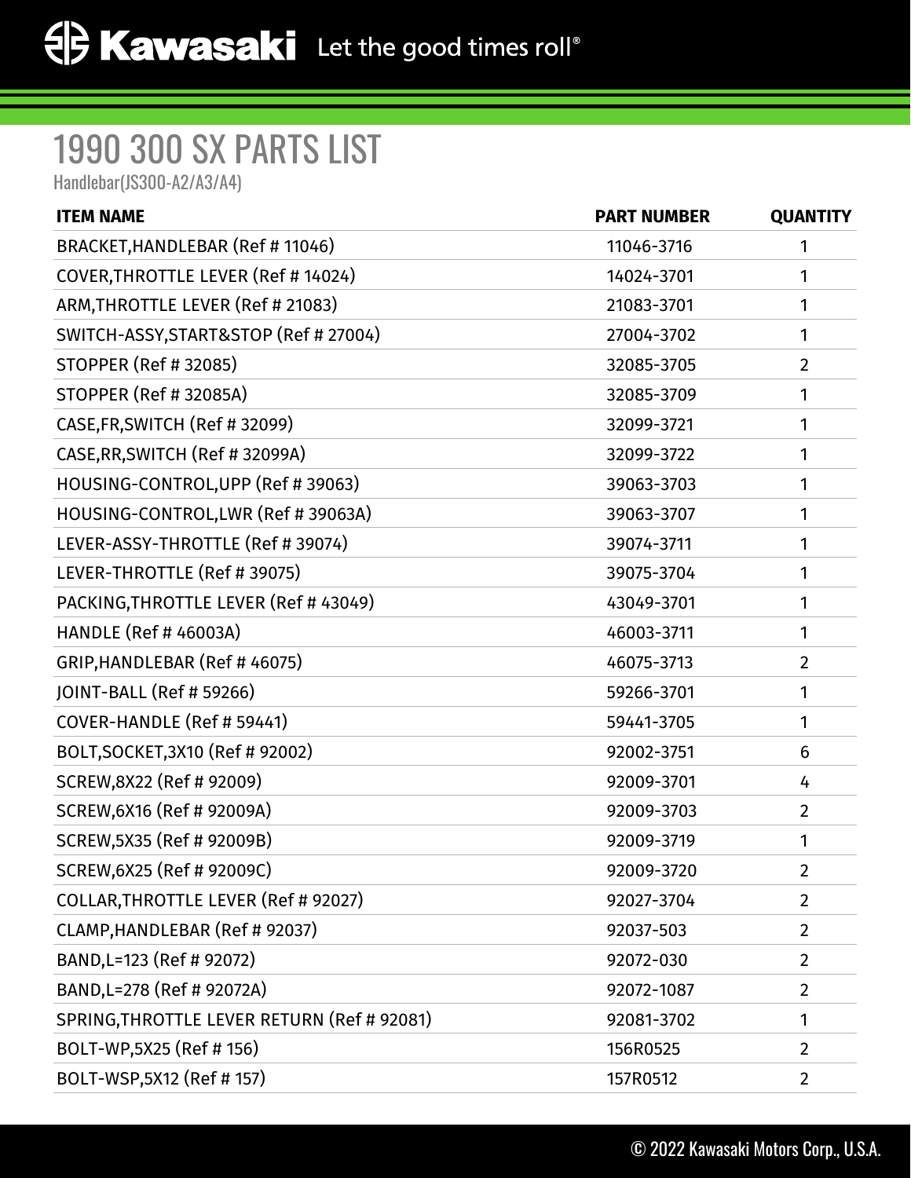# 1990 300 SX PARTS LIST

Handlebar(JS300-A2/A3/A4)

| ITEM NAME | PART NUMBER | QUANTITY |
|---|---|---|
| BRACKET,HANDLEBAR (Ref # 11046) | 11046-3716 | 1 |
| COVER,THROTTLE LEVER (Ref # 14024) | 14024-3701 | 1 |
| ARM,THROTTLE LEVER (Ref # 21083) | 21083-3701 | 1 |
| SWITCH-ASSY,START&STOP (Ref # 27004) | 27004-3702 | 1 |
| STOPPER (Ref # 32085) | 32085-3705 | 2 |
| STOPPER (Ref # 32085A) | 32085-3709 | 1 |
| CASE,FR,SWITCH (Ref # 32099) | 32099-3721 | 1 |
| CASE,RR,SWITCH (Ref # 32099A) | 32099-3722 | 1 |
| HOUSING-CONTROL,UPP (Ref # 39063) | 39063-3703 | 1 |
| HOUSING-CONTROL,LWR (Ref # 39063A) | 39063-3707 | 1 |
| LEVER-ASSY-THROTTLE (Ref # 39074) | 39074-3711 | 1 |
| LEVER-THROTTLE (Ref # 39075) | 39075-3704 | 1 |
| PACKING,THROTTLE LEVER (Ref # 43049) | 43049-3701 | 1 |
| HANDLE (Ref # 46003A) | 46003-3711 | 1 |
| GRIP,HANDLEBAR (Ref # 46075) | 46075-3713 | 2 |
| JOINT-BALL (Ref # 59266) | 59266-3701 | 1 |
| COVER-HANDLE (Ref # 59441) | 59441-3705 | 1 |
| BOLT,SOCKET,3X10 (Ref # 92002) | 92002-3751 | 6 |
| SCREW,8X22 (Ref # 92009) | 92009-3701 | 4 |
| SCREW,6X16 (Ref # 92009A) | 92009-3703 | 2 |
| SCREW,5X35 (Ref # 92009B) | 92009-3719 | 1 |
| SCREW,6X25 (Ref # 92009C) | 92009-3720 | 2 |
| COLLAR,THROTTLE LEVER (Ref # 92027) | 92027-3704 | 2 |
| CLAMP,HANDLEBAR (Ref # 92037) | 92037-503 | 2 |
| BAND,L=123 (Ref # 92072) | 92072-030 | 2 |
| BAND,L=278 (Ref # 92072A) | 92072-1087 | 2 |
| SPRING,THROTTLE LEVER RETURN (Ref # 92081) | 92081-3702 | 1 |
| BOLT-WP,5X25 (Ref # 156) | 156R0525 | 2 |
| BOLT-WSP,5X12 (Ref # 157) | 157R0512 | 2 |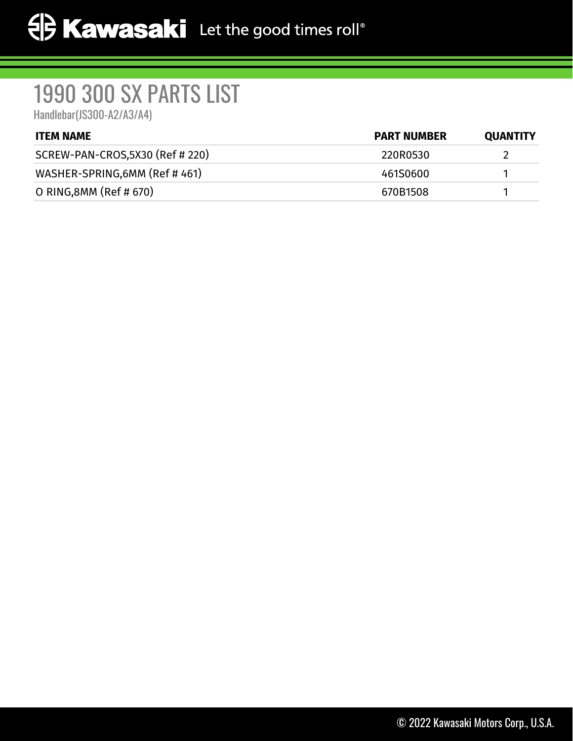# 1990 300 SX PARTS LIST

Handlebar(JS300-A2/A3/A4)

| ITEM NAME | PART NUMBER | QUANTITY |
|---|---|---|
| SCREW-PAN-CROS,5X30 (Ref # 220) | 220R0530 | 2 |
| WASHER-SPRING,6MM (Ref # 461) | 461S0600 | 1 |
| O RING,8MM (Ref # 670) | 670B1508 | 1 |